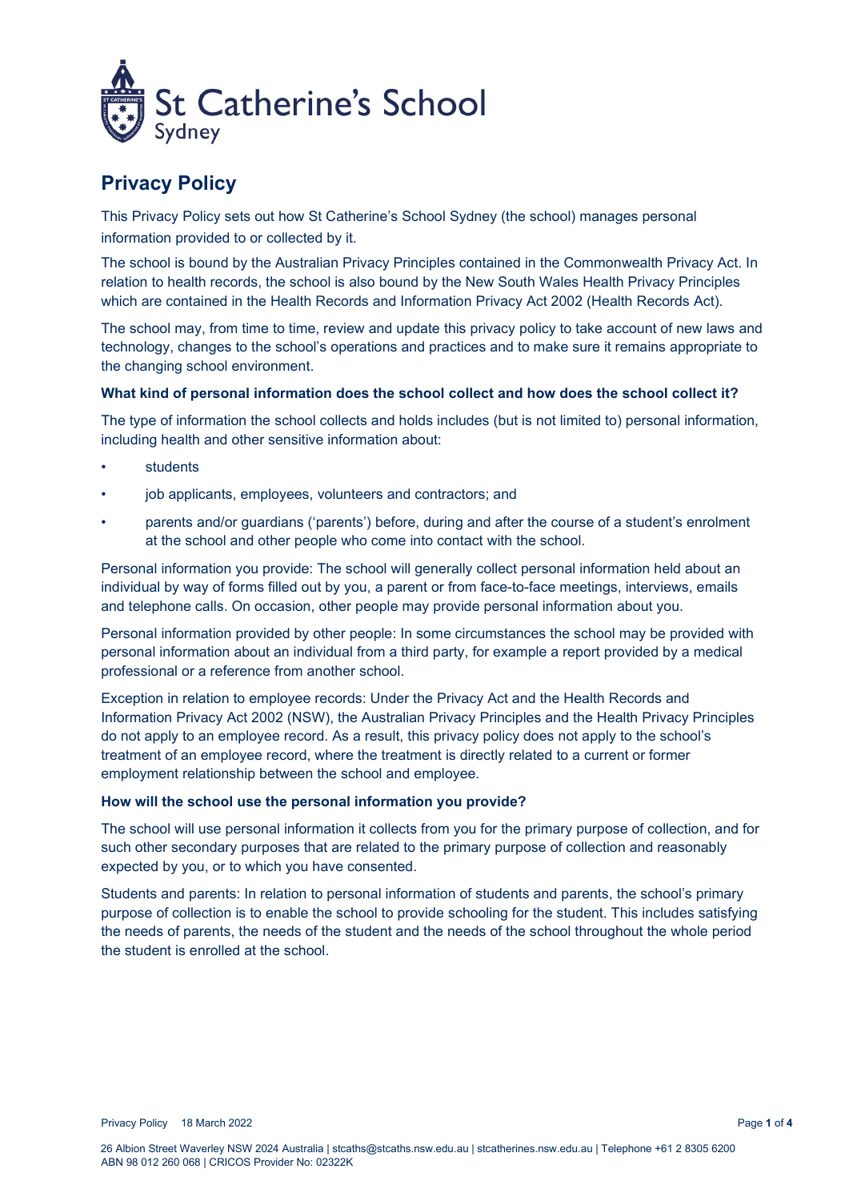St Catherine's School Sydney

# Privacy Policy

This Privacy Policy sets out how St Catherine's School Sydney (the school) manages personal information provided to or collected by it.

The school is bound by the Australian Privacy Principles contained in the Commonwealth Privacy Act. In relation to health records, the school is also bound by the New South Wales Health Privacy Principles which are contained in the Health Records and Information Privacy Act 2002 (Health Records Act).

The school may, from time to time, review and update this privacy policy to take account of new laws and technology, changes to the school's operations and practices and to make sure it remains appropriate to the changing school environment.

**What kind of personal information does the school collect and how does the school collect it?**

The type of information the school collects and holds includes (but is not limited to) personal information, including health and other sensitive information about:

- students
- job applicants, employees, volunteers and contractors; and
- parents and/or guardians ('parents') before, during and after the course of a student's enrolment at the school and other people who come into contact with the school.

Personal information you provide: The school will generally collect personal information held about an individual by way of forms filled out by you, a parent or from face-to-face meetings, interviews, emails and telephone calls. On occasion, other people may provide personal information about you.

Personal information provided by other people: In some circumstances the school may be provided with personal information about an individual from a third party, for example a report provided by a medical professional or a reference from another school.

Exception in relation to employee records: Under the Privacy Act and the Health Records and Information Privacy Act 2002 (NSW), the Australian Privacy Principles and the Health Privacy Principles do not apply to an employee record. As a result, this privacy policy does not apply to the school's treatment of an employee record, where the treatment is directly related to a current or former employment relationship between the school and employee.

**How will the school use the personal information you provide?**

The school will use personal information it collects from you for the primary purpose of collection, and for such other secondary purposes that are related to the primary purpose of collection and reasonably expected by you, or to which you have consented.

Students and parents: In relation to personal information of students and parents, the school's primary purpose of collection is to enable the school to provide schooling for the student. This includes satisfying the needs of parents, the needs of the student and the needs of the school throughout the whole period the student is enrolled at the school.

26 Albion Street Waverley NSW 2024 Australia | stcaths@stcaths.nsw.edu.au | stcatherines.nsw.edu.au | Telephone +61 2 8305 6200
ABN 98 012 260 068 | CRICOS Provider No: 02322K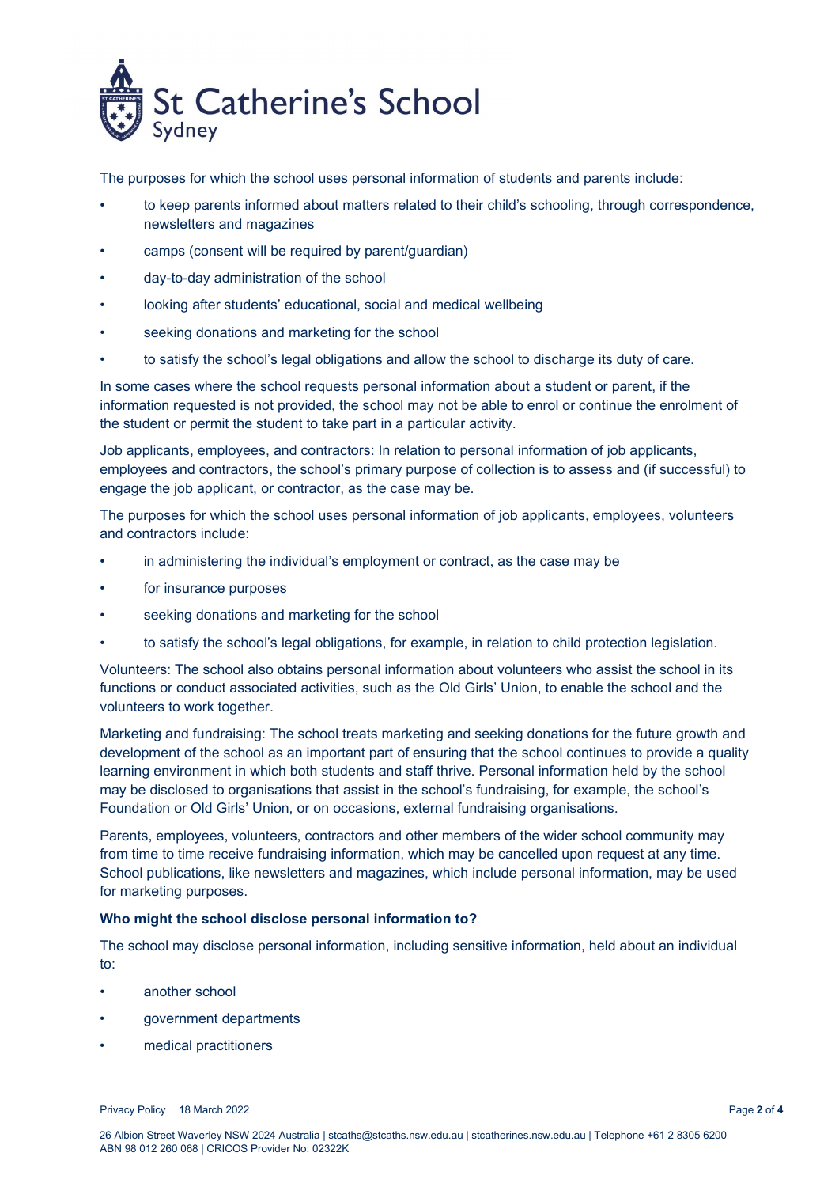The purposes for which the school uses personal information of students and parents include:

- to keep parents informed about matters related to their child's schooling, through correspondence, newsletters and magazines
- camps (consent will be required by parent/guardian)
- day-to-day administration of the school
- looking after students' educational, social and medical wellbeing
- seeking donations and marketing for the school
- to satisfy the school's legal obligations and allow the school to discharge its duty of care.

In some cases where the school requests personal information about a student or parent, if the information requested is not provided, the school may not be able to enrol or continue the enrolment of the student or permit the student to take part in a particular activity.

Job applicants, employees, and contractors: In relation to personal information of job applicants, employees and contractors, the school's primary purpose of collection is to assess and (if successful) to engage the job applicant, or contractor, as the case may be.

The purposes for which the school uses personal information of job applicants, employees, volunteers and contractors include:

- in administering the individual's employment or contract, as the case may be
- for insurance purposes
- seeking donations and marketing for the school
- to satisfy the school's legal obligations, for example, in relation to child protection legislation.

Volunteers: The school also obtains personal information about volunteers who assist the school in its functions or conduct associated activities, such as the Old Girls' Union, to enable the school and the volunteers to work together.

Marketing and fundraising: The school treats marketing and seeking donations for the future growth and development of the school as an important part of ensuring that the school continues to provide a quality learning environment in which both students and staff thrive. Personal information held by the school may be disclosed to organisations that assist in the school's fundraising, for example, the school's Foundation or Old Girls' Union, or on occasions, external fundraising organisations.

Parents, employees, volunteers, contractors and other members of the wider school community may from time to time receive fundraising information, which may be cancelled upon request at any time. School publications, like newsletters and magazines, which include personal information, may be used for marketing purposes.

**Who might the school disclose personal information to?**

The school may disclose personal information, including sensitive information, held about an individual to:

- another school
- government departments
- medical practitioners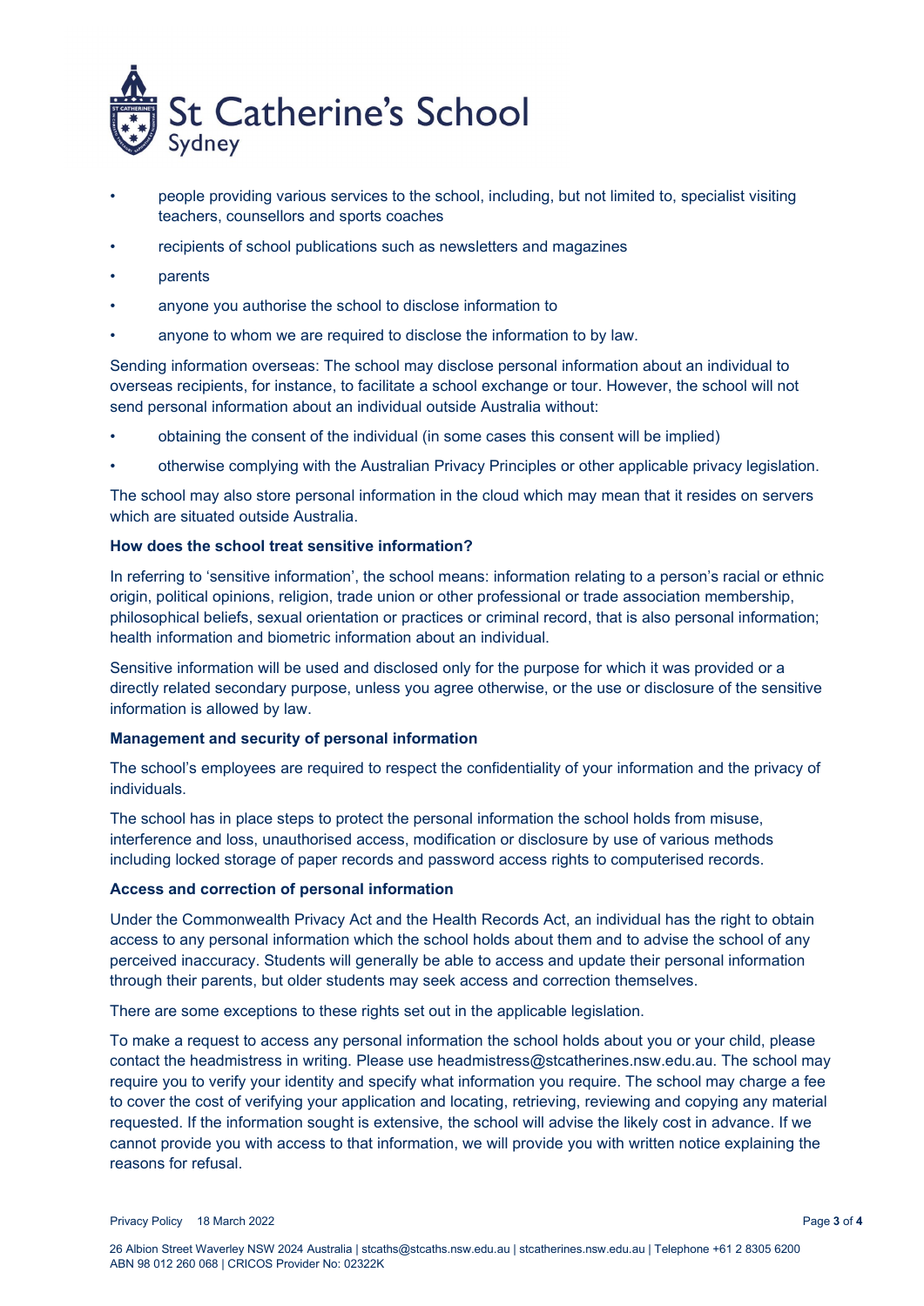- people providing various services to the school, including, but not limited to, specialist visiting teachers, counsellors and sports coaches
- recipients of school publications such as newsletters and magazines
- parents
- anyone you authorise the school to disclose information to
- anyone to whom we are required to disclose the information to by law.

Sending information overseas: The school may disclose personal information about an individual to overseas recipients, for instance, to facilitate a school exchange or tour. However, the school will not send personal information about an individual outside Australia without:

- obtaining the consent of the individual (in some cases this consent will be implied)
- otherwise complying with the Australian Privacy Principles or other applicable privacy legislation.

The school may also store personal information in the cloud which may mean that it resides on servers which are situated outside Australia.

**How does the school treat sensitive information?**

In referring to 'sensitive information', the school means: information relating to a person's racial or ethnic origin, political opinions, religion, trade union or other professional or trade association membership, philosophical beliefs, sexual orientation or practices or criminal record, that is also personal information; health information and biometric information about an individual.

Sensitive information will be used and disclosed only for the purpose for which it was provided or a directly related secondary purpose, unless you agree otherwise, or the use or disclosure of the sensitive information is allowed by law.

**Management and security of personal information**

The school's employees are required to respect the confidentiality of your information and the privacy of individuals.

The school has in place steps to protect the personal information the school holds from misuse, interference and loss, unauthorised access, modification or disclosure by use of various methods including locked storage of paper records and password access rights to computerised records.

**Access and correction of personal information**

Under the Commonwealth Privacy Act and the Health Records Act, an individual has the right to obtain access to any personal information which the school holds about them and to advise the school of any perceived inaccuracy. Students will generally be able to access and update their personal information through their parents, but older students may seek access and correction themselves.

There are some exceptions to these rights set out in the applicable legislation.

To make a request to access any personal information the school holds about you or your child, please contact the headmistress in writing. Please use headmistress@stcatherines.nsw.edu.au. The school may require you to verify your identity and specify what information you require. The school may charge a fee to cover the cost of verifying your application and locating, retrieving, reviewing and copying any material requested. If the information sought is extensive, the school will advise the likely cost in advance. If we cannot provide you with access to that information, we will provide you with written notice explaining the reasons for refusal.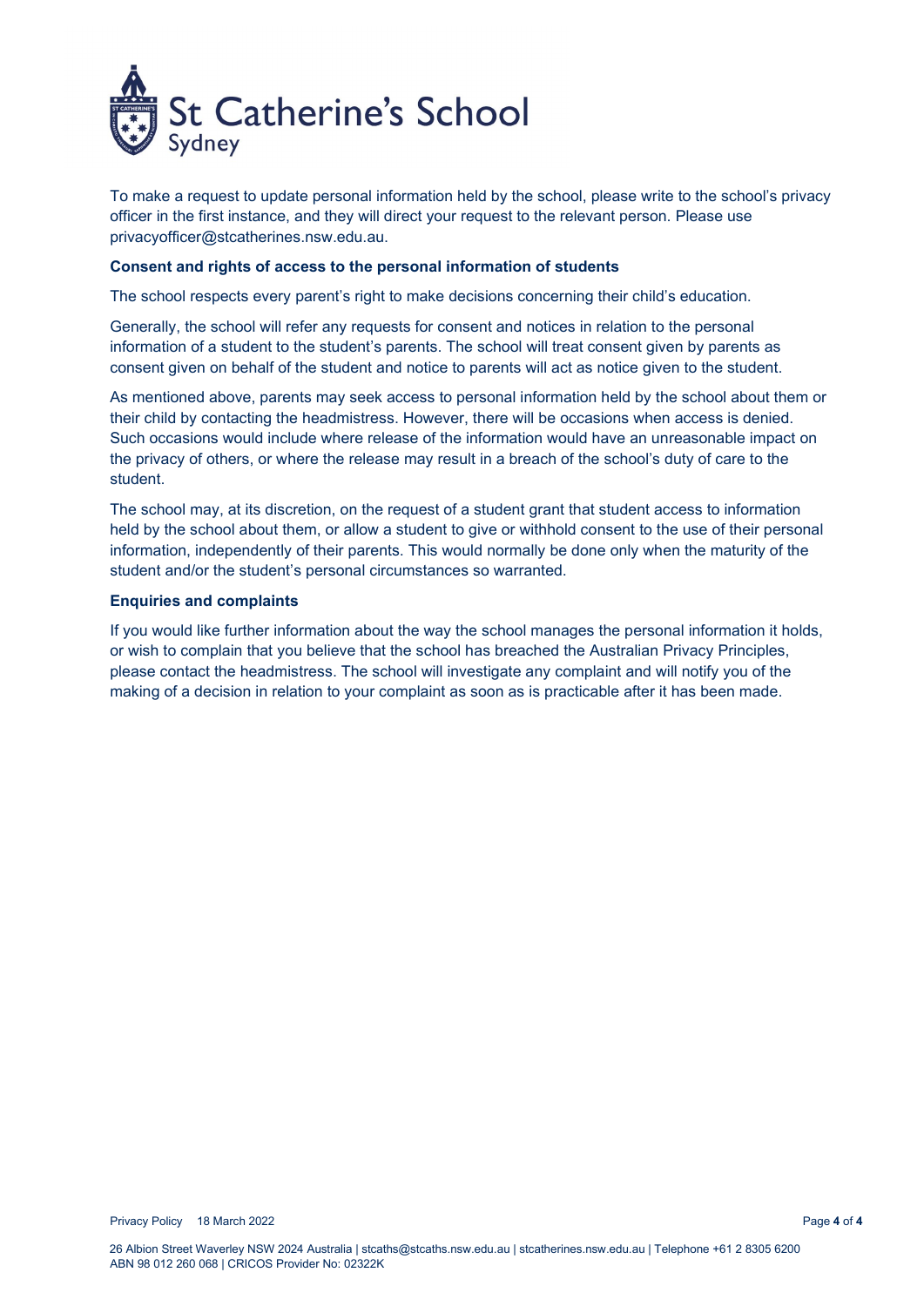To make a request to update personal information held by the school, please write to the school's privacy officer in the first instance, and they will direct your request to the relevant person. Please use privacyofficer@stcatherines.nsw.edu.au.

**Consent and rights of access to the personal information of students**

The school respects every parent's right to make decisions concerning their child's education.

Generally, the school will refer any requests for consent and notices in relation to the personal information of a student to the student's parents. The school will treat consent given by parents as consent given on behalf of the student and notice to parents will act as notice given to the student.

As mentioned above, parents may seek access to personal information held by the school about them or their child by contacting the headmistress. However, there will be occasions when access is denied. Such occasions would include where release of the information would have an unreasonable impact on the privacy of others, or where the release may result in a breach of the school's duty of care to the student.

The school may, at its discretion, on the request of a student grant that student access to information held by the school about them, or allow a student to give or withhold consent to the use of their personal information, independently of their parents. This would normally be done only when the maturity of the student and/or the student's personal circumstances so warranted.

**Enquiries and complaints**

If you would like further information about the way the school manages the personal information it holds, or wish to complain that you believe that the school has breached the Australian Privacy Principles, please contact the headmistress. The school will investigate any complaint and will notify you of the making of a decision in relation to your complaint as soon as is practicable after it has been made.